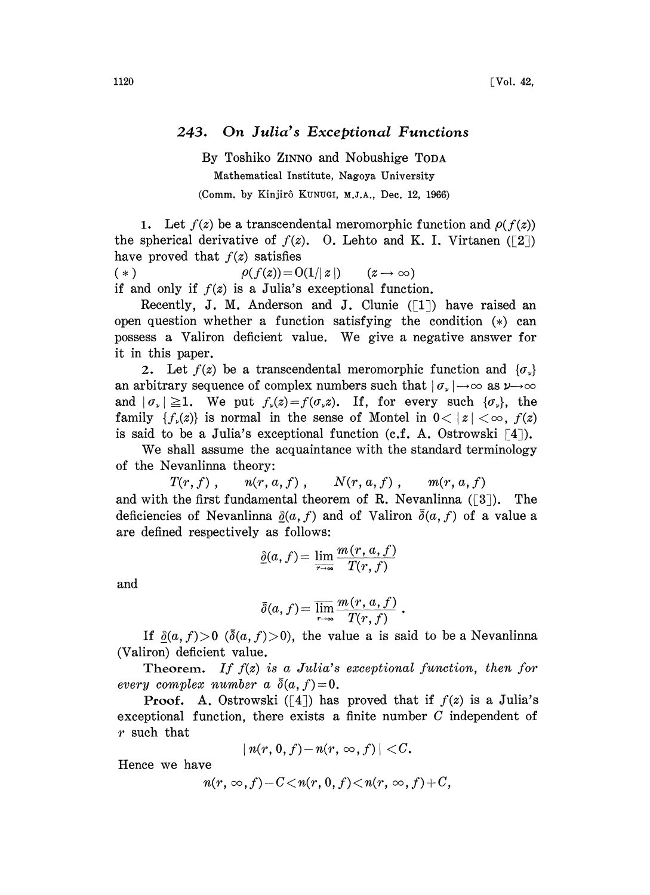## 243. On Julia's Exceptional Functions

By Toshiko ZINNO and Nobushige TODA

Mathematical Institute, Nagoya University

(Comm. by Kinjirô KUNUGI, M.J.A., Dec. 12, 1966)

1. Let $f(z)$ be a transcendental meromorphic function and $\rho(f(z))$ the spherical derivative of $f(z)$. O. Lehto and K. I. Virtanen ([2]) have proved that $f(z)$ satisfies

$$(*) \qquad \rho(f(z)) = O(1/|z|) \qquad (z \to \infty)$$

if and only if $f(z)$ is a Julia's exceptional function.

Recently, J. M. Anderson and J. Clunie ([1]) have raised an open question whether a function satisfying the condition $(*)$ can possess a Valiron deficient value. We give a negative answer for it in this paper.

2. Let $f(z)$ be a transcendental meromorphic function and $\{\sigma_\nu\}$ an arbitrary sequence of complex numbers such that $|\sigma_\nu| \to \infty$ as $\nu \to \infty$ and $|\sigma_\nu| \geqq 1$. We put $f_\nu(z) = f(\sigma_\nu z)$. If, for every such $\{\sigma_\nu\}$, the family $\{f_\nu(z)\}$ is normal in the sense of Montel in $0 < |z| < \infty$, $f(z)$ is said to be a Julia's exceptional function (c.f. A. Ostrowski [4]).

We shall assume the acquaintance with the standard terminology of the Nevanlinna theory:

$$T(r, f), \quad n(r, a, f), \quad N(r, a, f), \quad m(r, a, f)$$

and with the first fundamental theorem of R. Nevanlinna ([3]). The deficiencies of Nevanlinna $\underline{\delta}(a, f)$ and of Valiron $\bar{\delta}(a, f)$ of a value a are defined respectively as follows:

$$\underline{\delta}(a, f) = \varliminf_{r \to \infty} \frac{m(r, a, f)}{T(r, f)}$$

and

$$\bar{\delta}(a, f) = \varlimsup_{r \to \infty} \frac{m(r, a, f)}{T(r, f)}.$$

If $\underline{\delta}(a, f) > 0$ ($\bar{\delta}(a, f) > 0$), the value a is said to be a Nevanlinna (Valiron) deficient value.

**Theorem.** *If $f(z)$ is a Julia's exceptional function, then for every complex number a $\bar{\delta}(a, f) = 0$.*

**Proof.** A. Ostrowski ([4]) has proved that if $f(z)$ is a Julia's exceptional function, there exists a finite number $C$ independent of $r$ such that

$$|n(r, 0, f) - n(r, \infty, f)| < C.$$

Hence we have

$$n(r, \infty, f) - C < n(r, 0, f) < n(r, \infty, f) + C,$$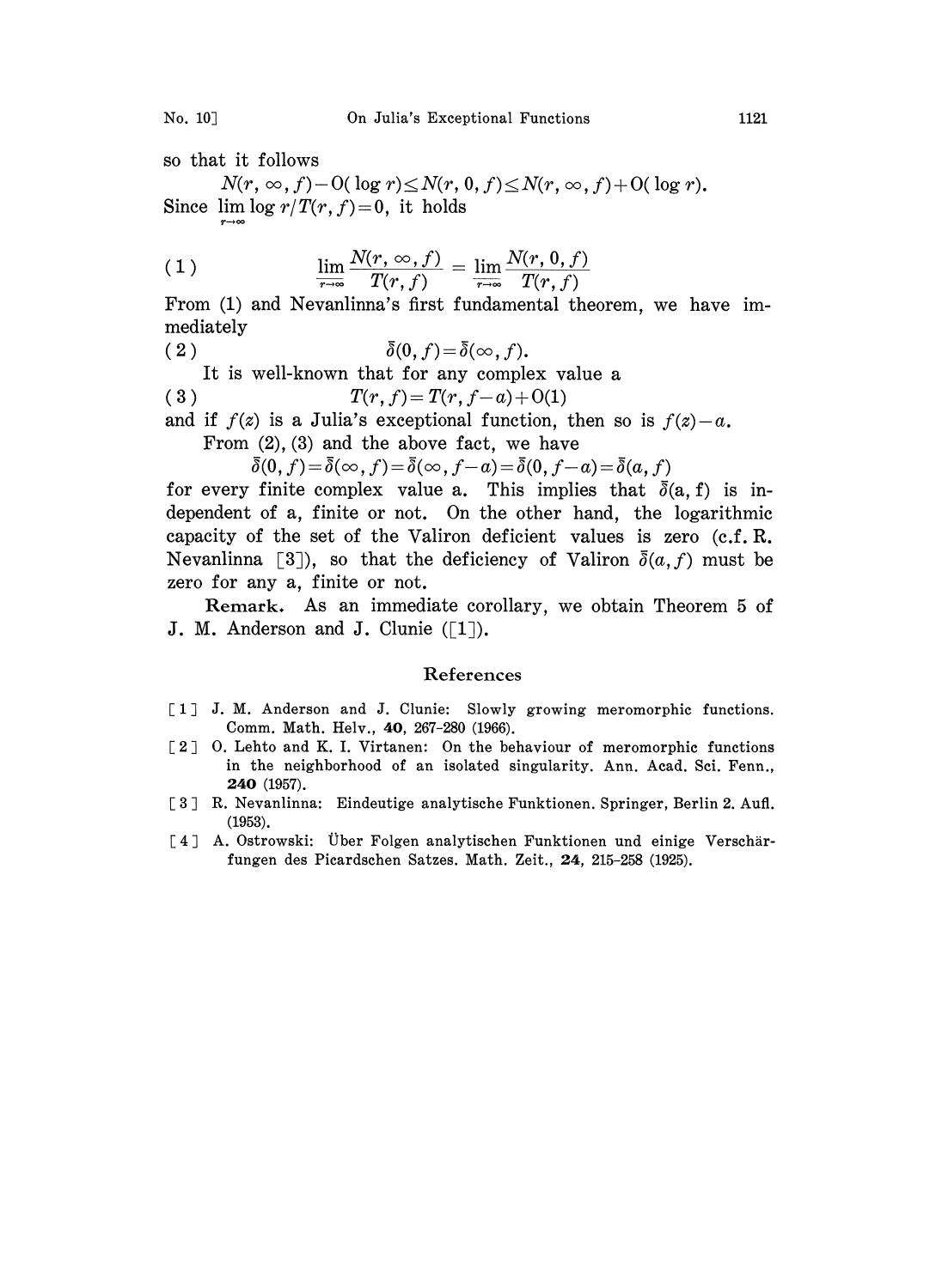so that it follows

$$N(r, \infty, f) - O(\log r) \leq N(r, 0, f) \leq N(r, \infty, f) + O(\log r).$$

Since $\lim_{r\to\infty} \log r / T(r, f) = 0$, it holds

$$\varliminf_{r\to\infty} \frac{N(r, \infty, f)}{T(r, f)} = \varliminf_{r\to\infty} \frac{N(r, 0, f)}{T(r, f)} \tag{1}$$

From (1) and Nevanlinna's first fundamental theorem, we have immediately

$$\bar{\delta}(0, f) = \bar{\delta}(\infty, f). \tag{2}$$

It is well-known that for any complex value a

$$T(r, f) = T(r, f - a) + O(1) \tag{3}$$

and if $f(z)$ is a Julia's exceptional function, then so is $f(z) - a$.

From (2), (3) and the above fact, we have

$$\bar{\delta}(0, f) = \bar{\delta}(\infty, f) = \bar{\delta}(\infty, f - a) = \bar{\delta}(0, f - a) = \bar{\delta}(a, f)$$

for every finite complex value a. This implies that $\bar{\delta}(a, f)$ is independent of a, finite or not. On the other hand, the logarithmic capacity of the set of the Valiron deficient values is zero (c.f. R. Nevanlinna [3]), so that the deficiency of Valiron $\bar{\delta}(a, f)$ must be zero for any a, finite or not.

**Remark.** As an immediate corollary, we obtain Theorem 5 of J. M. Anderson and J. Clunie ([1]).

## References

[1] J. M. Anderson and J. Clunie: Slowly growing meromorphic functions. Comm. Math. Helv., **40**, 267-280 (1966).

[2] O. Lehto and K. I. Virtanen: On the behaviour of meromorphic functions in the neighborhood of an isolated singularity. Ann. Acad. Sci. Fenn., **240** (1957).

[3] R. Nevanlinna: Eindeutige analytische Funktionen. Springer, Berlin 2. Aufl. (1953).

[4] A. Ostrowski: Über Folgen analytischen Funktionen und einige Verschärfungen des Picardschen Satzes. Math. Zeit., **24**, 215-258 (1925).